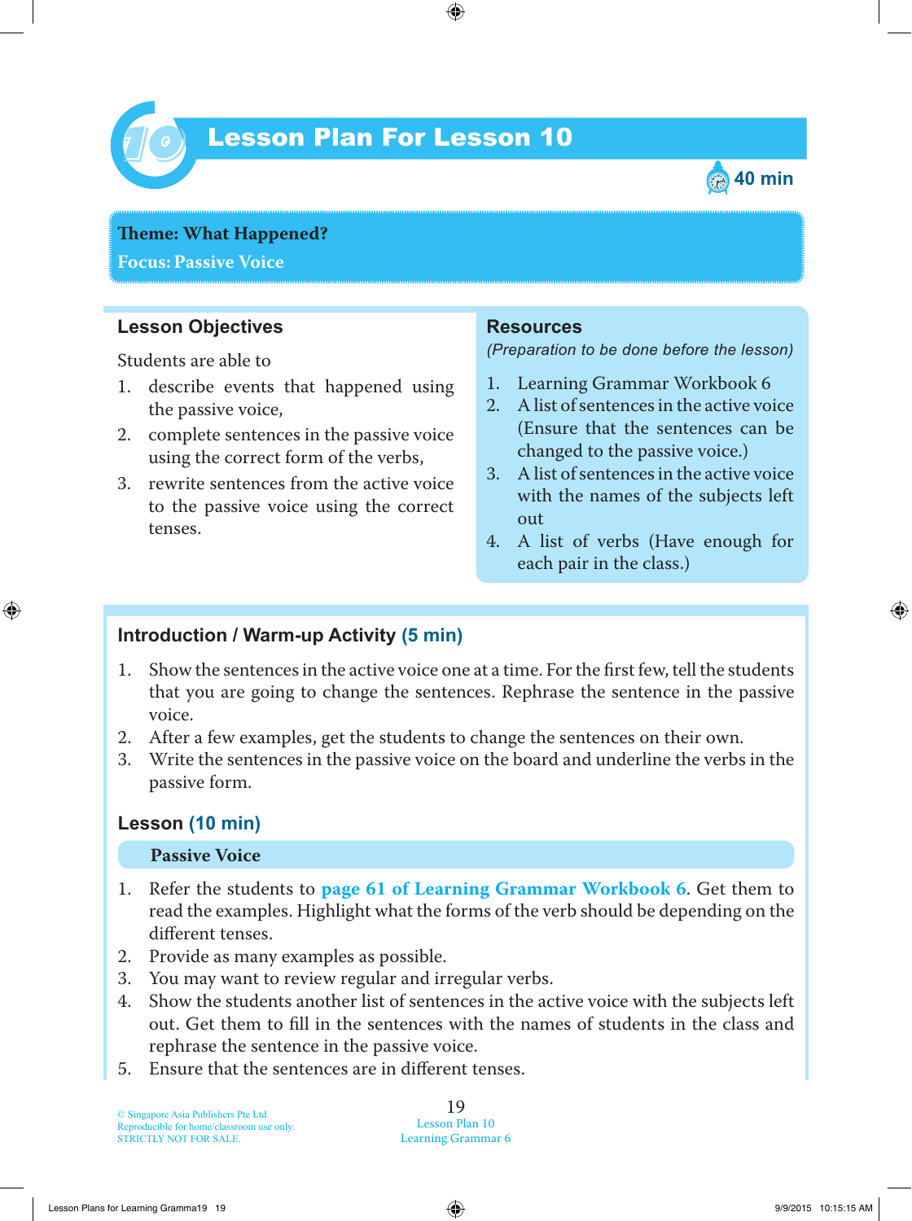# Lesson Plan For Lesson 10

40 min

**Theme: What Happened?**
**Focus: Passive Voice**

## Lesson Objectives

Students are able to

1. describe events that happened using the passive voice,
2. complete sentences in the passive voice using the correct form of the verbs,
3. rewrite sentences from the active voice to the passive voice using the correct tenses.

## Resources

*(Preparation to be done before the lesson)*

1. Learning Grammar Workbook 6
2. A list of sentences in the active voice (Ensure that the sentences can be changed to the passive voice.)
3. A list of sentences in the active voice with the names of the subjects left out
4. A list of verbs (Have enough for each pair in the class.)

## Introduction / Warm-up Activity (5 min)

1. Show the sentences in the active voice one at a time. For the first few, tell the students that you are going to change the sentences. Rephrase the sentence in the passive voice.
2. After a few examples, get the students to change the sentences on their own.
3. Write the sentences in the passive voice on the board and underline the verbs in the passive form.

## Lesson (10 min)

### Passive Voice

1. Refer the students to **page 61 of Learning Grammar Workbook 6**. Get them to read the examples. Highlight what the forms of the verb should be depending on the different tenses.
2. Provide as many examples as possible.
3. You may want to review regular and irregular verbs.
4. Show the students another list of sentences in the active voice with the subjects left out. Get them to fill in the sentences with the names of students in the class and rephrase the sentence in the passive voice.
5. Ensure that the sentences are in different tenses.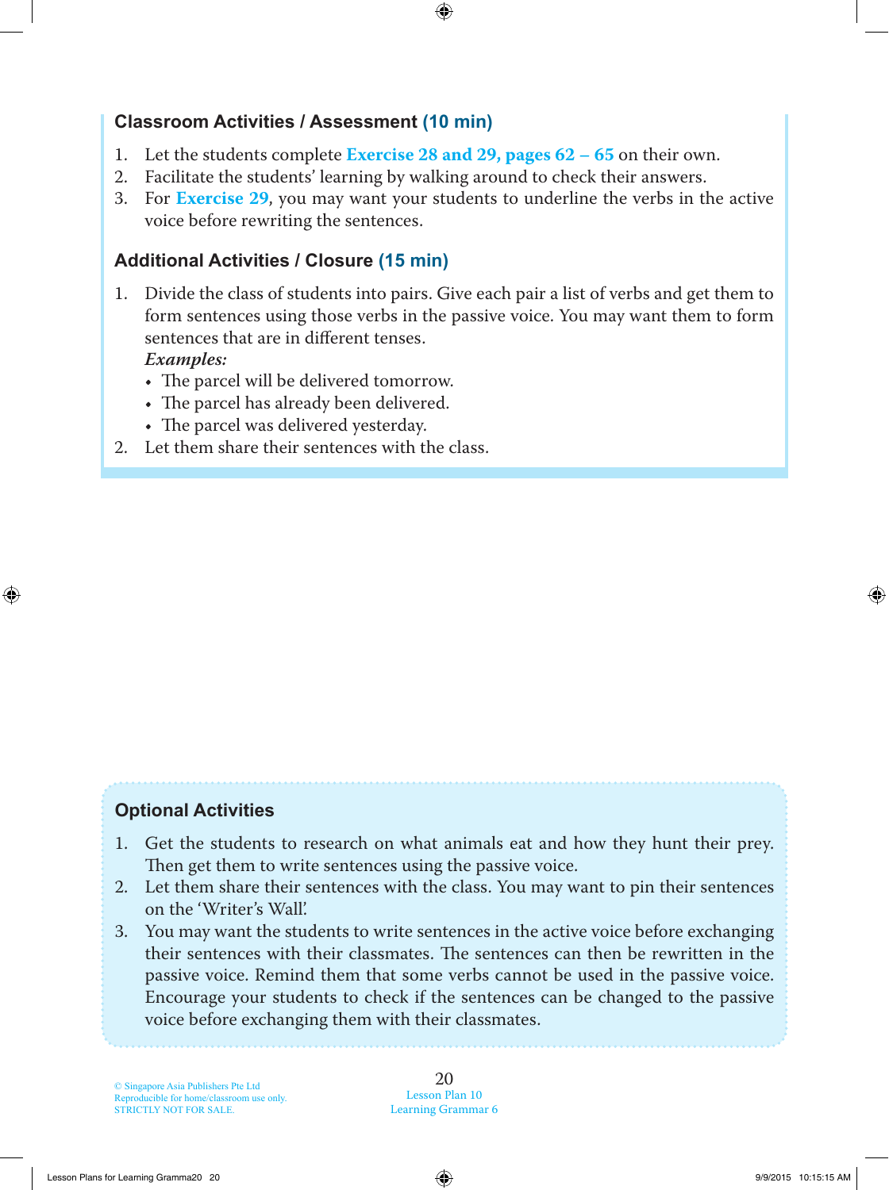### Classroom Activities / Assessment (10 min)

1. Let the students complete **Exercise 28 and 29, pages 62 – 65** on their own.
2. Facilitate the students' learning by walking around to check their answers.
3. For **Exercise 29**, you may want your students to underline the verbs in the active voice before rewriting the sentences.

### Additional Activities / Closure (15 min)

1. Divide the class of students into pairs. Give each pair a list of verbs and get them to form sentences using those verbs in the passive voice. You may want them to form sentences that are in different tenses.
   ***Examples:***
   - The parcel will be delivered tomorrow.
   - The parcel has already been delivered.
   - The parcel was delivered yesterday.
2. Let them share their sentences with the class.

### Optional Activities

1. Get the students to research on what animals eat and how they hunt their prey. Then get them to write sentences using the passive voice.
2. Let them share their sentences with the class. You may want to pin their sentences on the 'Writer's Wall'.
3. You may want the students to write sentences in the active voice before exchanging their sentences with their classmates. The sentences can then be rewritten in the passive voice. Remind them that some verbs cannot be used in the passive voice. Encourage your students to check if the sentences can be changed to the passive voice before exchanging them with their classmates.

© Singapore Asia Publishers Pte Ltd
Reproducible for home/classroom use only.
STRICTLY NOT FOR SALE.

Lesson Plan 10
Learning Grammar 6